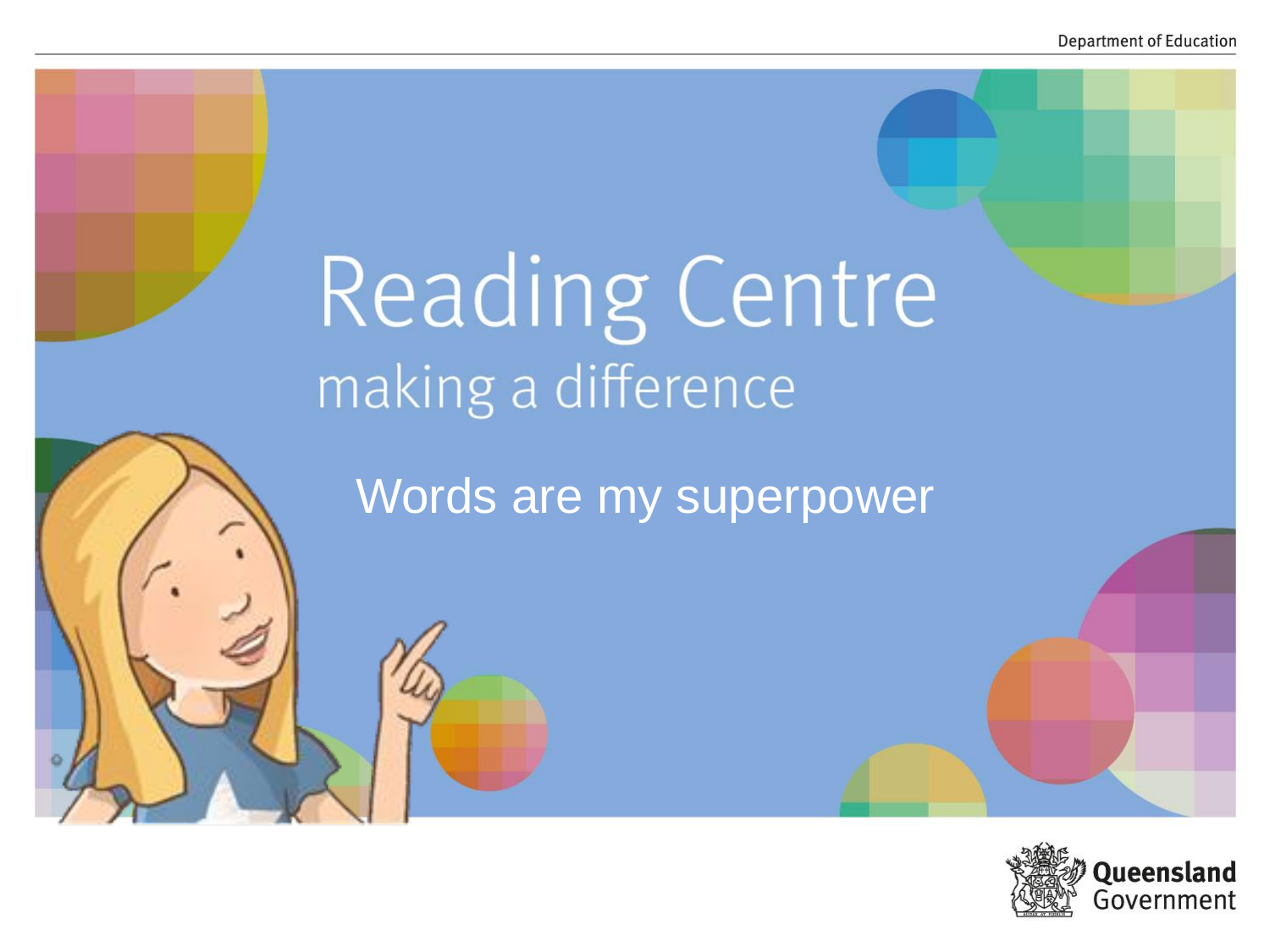# Reading Centre

making a difference

Words are my superpower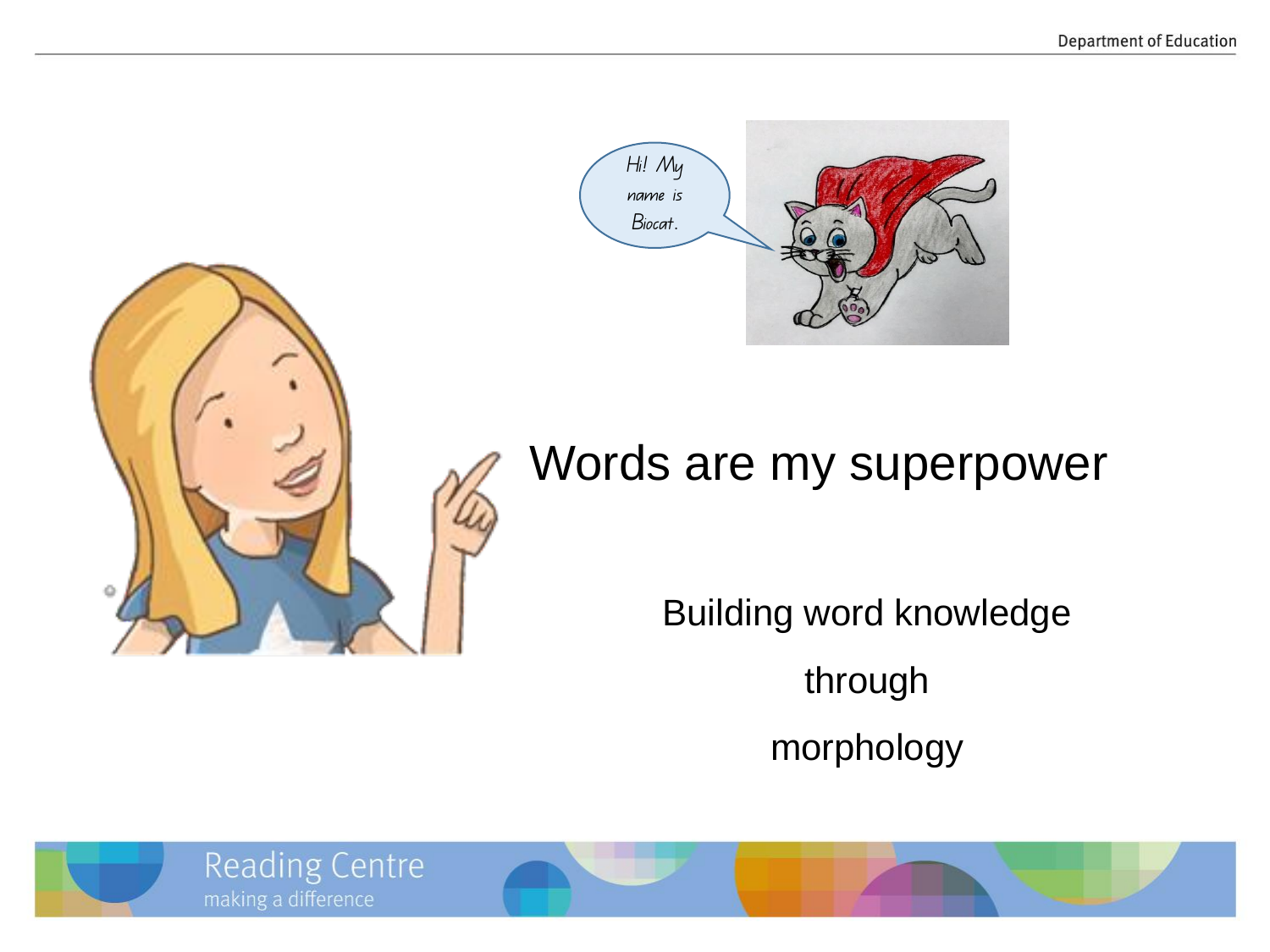Hi! My name is Biocat.

# Words are my superpower

Building word knowledge

through

morphology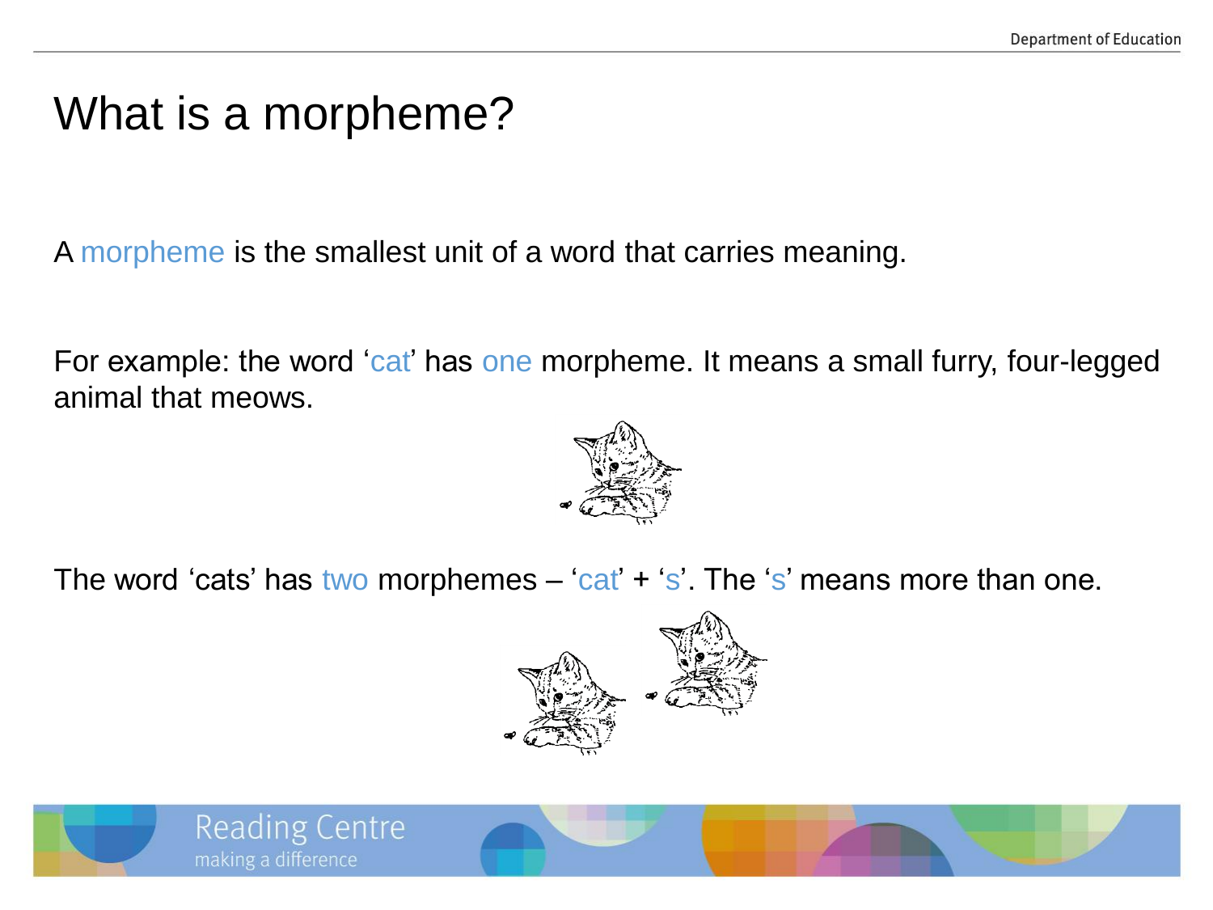# What is a morpheme?

A morpheme is the smallest unit of a word that carries meaning.

For example: the word ‘cat’ has one morpheme. It means a small furry, four-legged animal that meows.

The word ‘cats’ has two morphemes – ‘cat’ + ‘s’. The ‘s’ means more than one.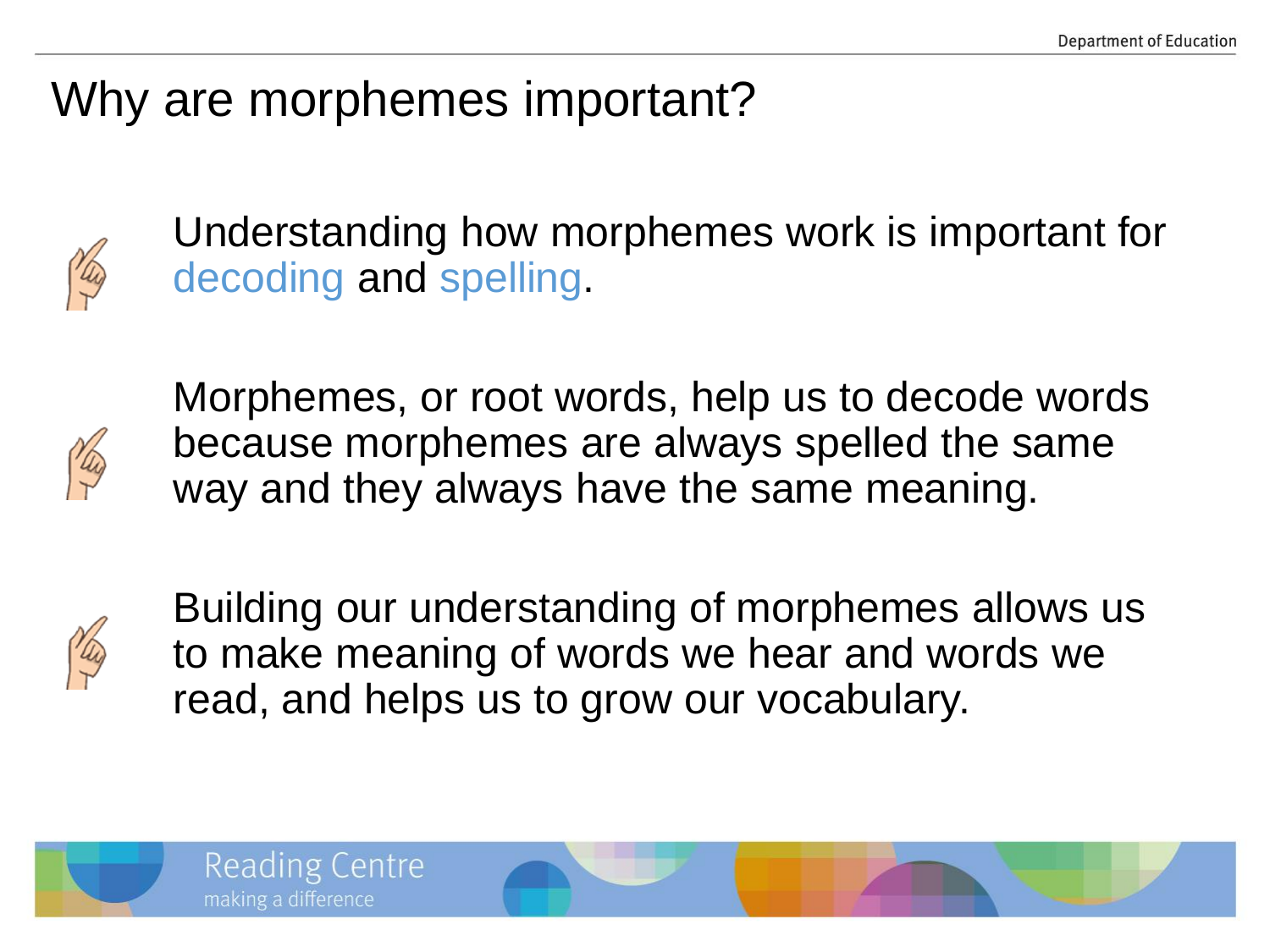# Why are morphemes important?

- Understanding how morphemes work is important for decoding and spelling.

- Morphemes, or root words, help us to decode words because morphemes are always spelled the same way and they always have the same meaning.

- Building our understanding of morphemes allows us to make meaning of words we hear and words we read, and helps us to grow our vocabulary.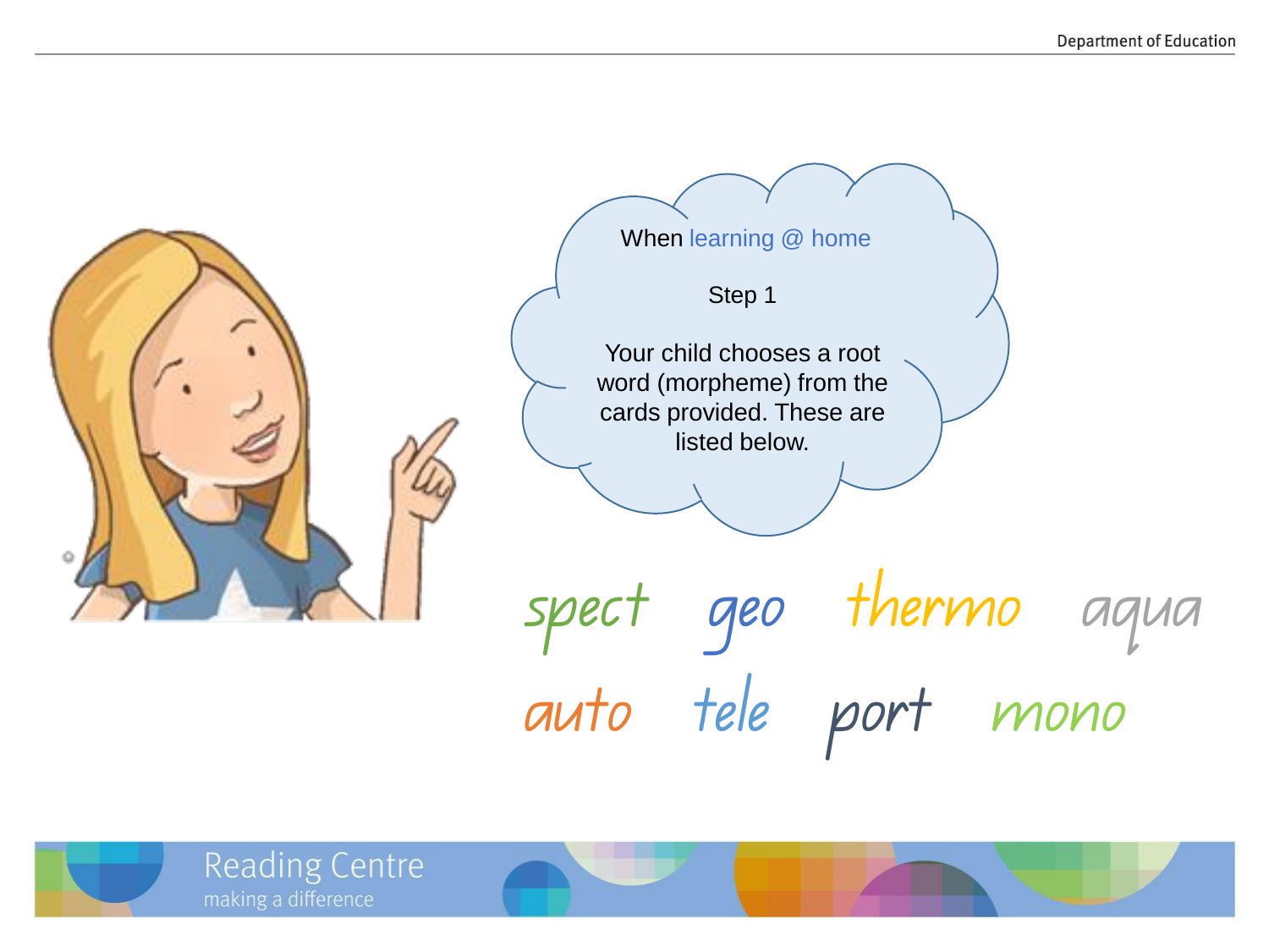When learning @ home

Step 1

Your child chooses a root word (morpheme) from the cards provided. These are listed below.

spect geo thermo aqua

auto tele port mono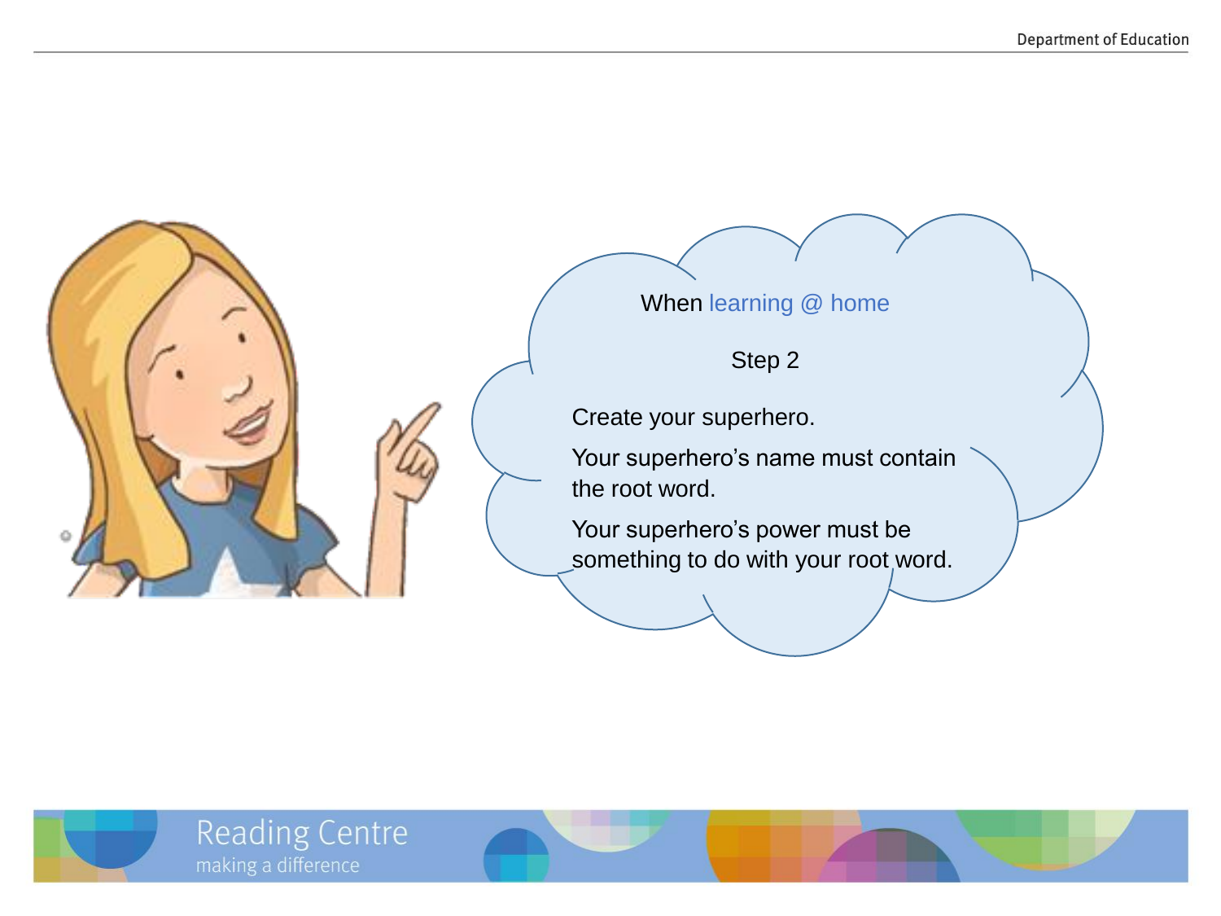When learning @ home

Step 2

Create your superhero.

Your superhero's name must contain the root word.

Your superhero's power must be something to do with your root word.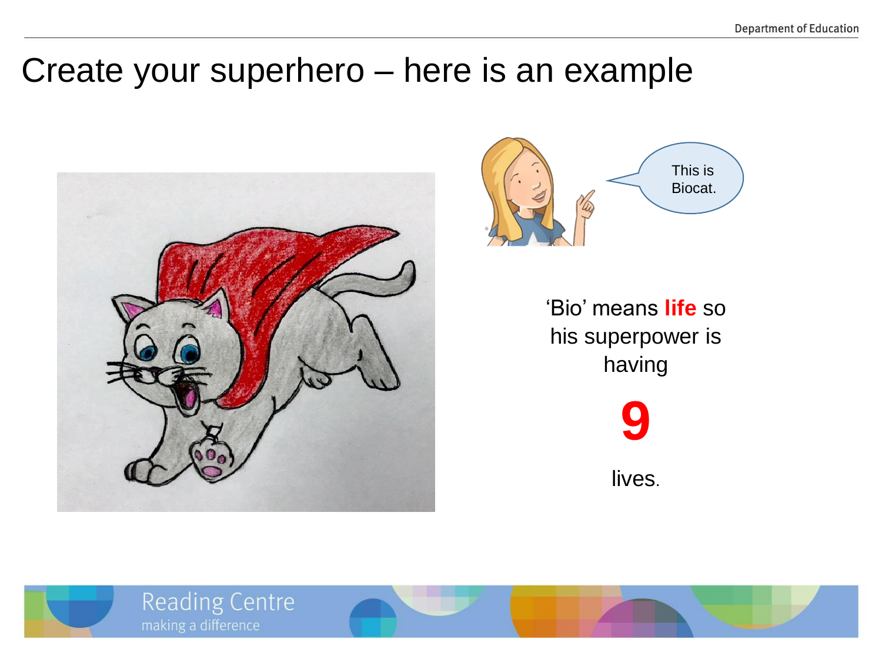# Create your superhero – here is an example

This is Biocat.

'Bio' means **life** so his superpower is having

**9**

lives.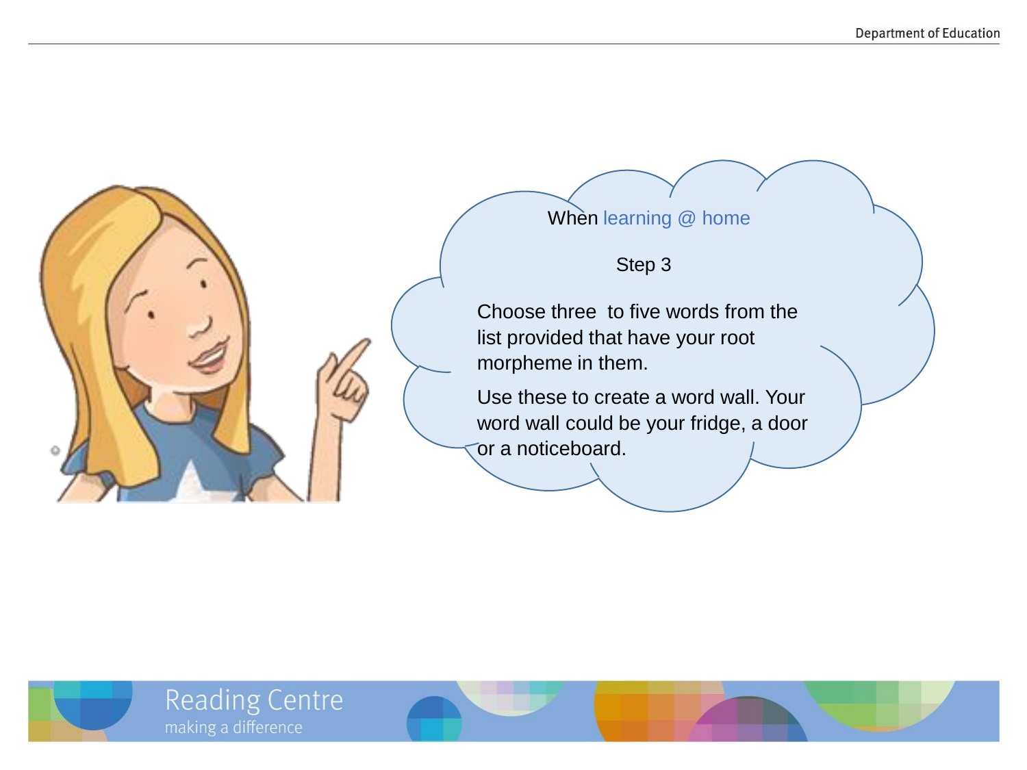When learning @ home

Step 3

Choose three to five words from the list provided that have your root morpheme in them.

Use these to create a word wall. Your word wall could be your fridge, a door or a noticeboard.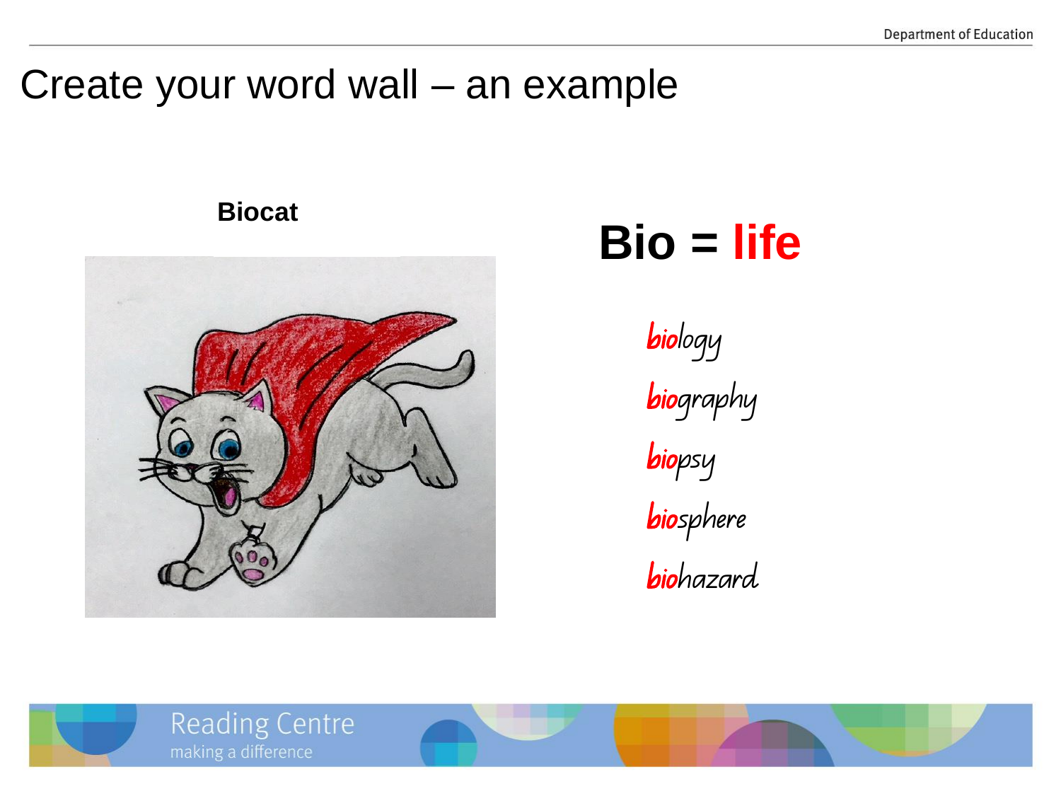# Create your word wall – an example

**Biocat**

## Bio = life

- **bio**logy
- **bio**graphy
- **bio**psy
- **bio**sphere
- **bio**hazard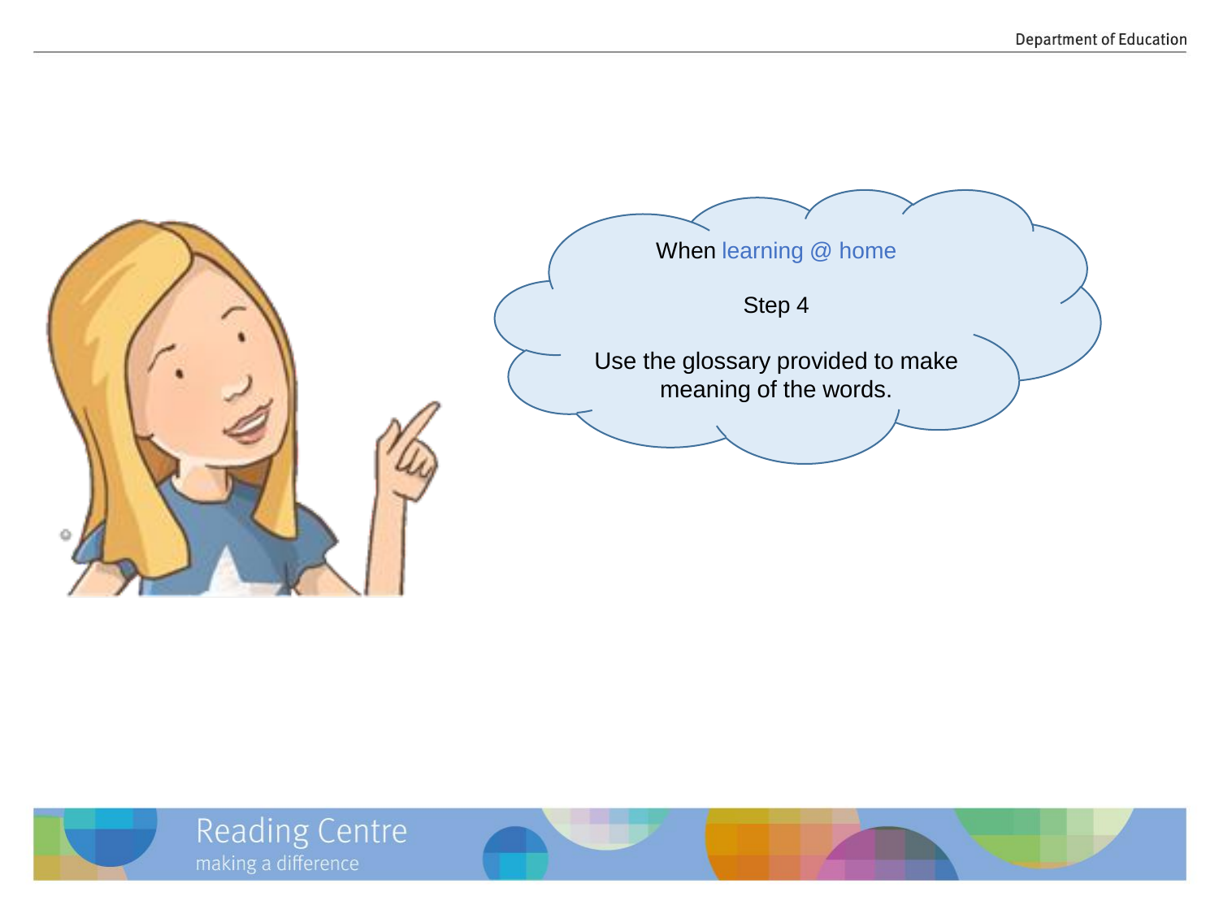When learning @ home

Step 4

Use the glossary provided to make meaning of the words.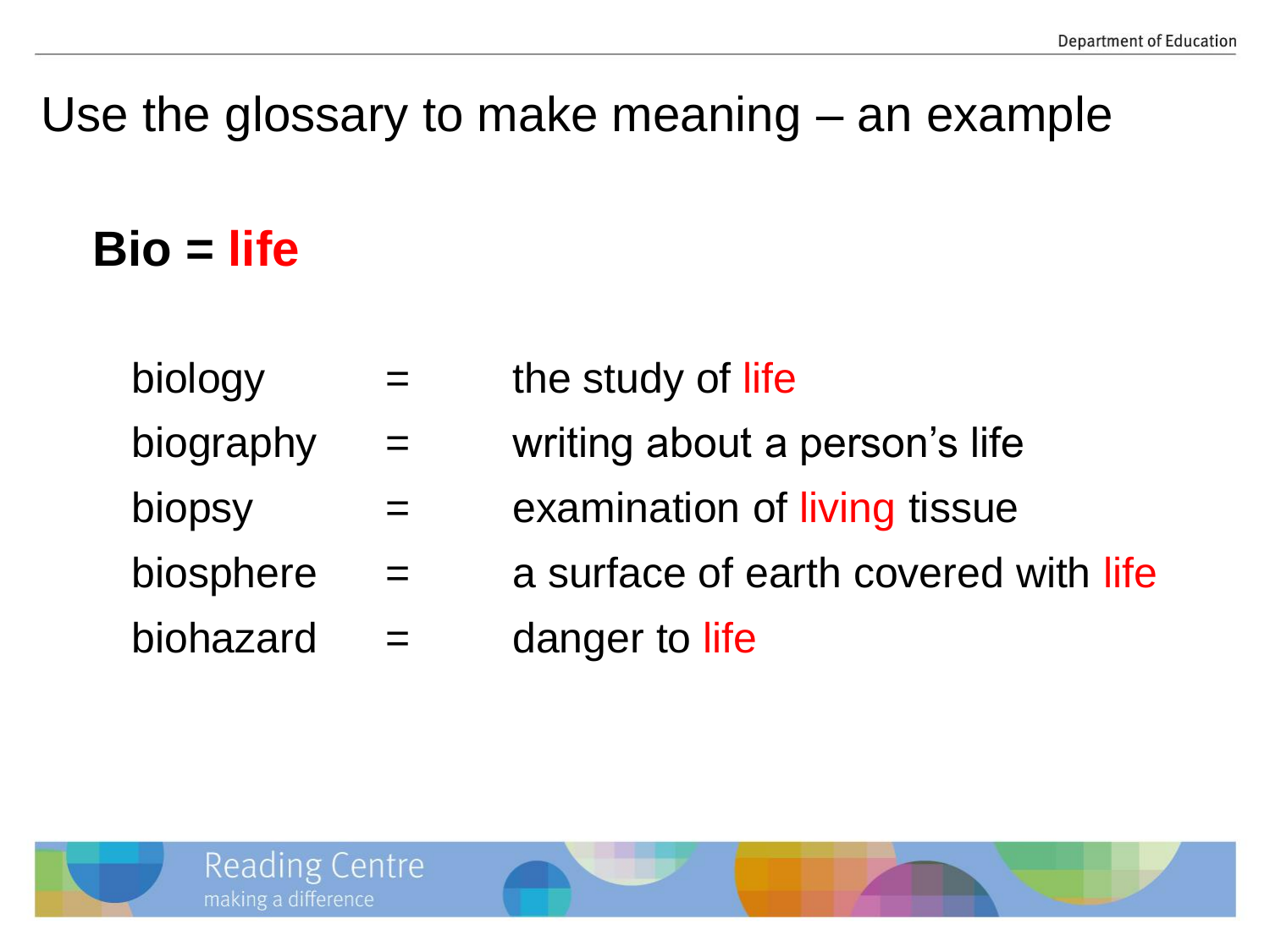# Use the glossary to make meaning – an example

**Bio = life**

| | | |
|---|---|---|
| biology | = | the study of life |
| biography | = | writing about a person's life |
| biopsy | = | examination of living tissue |
| biosphere | = | a surface of earth covered with life |
| biohazard | = | danger to life |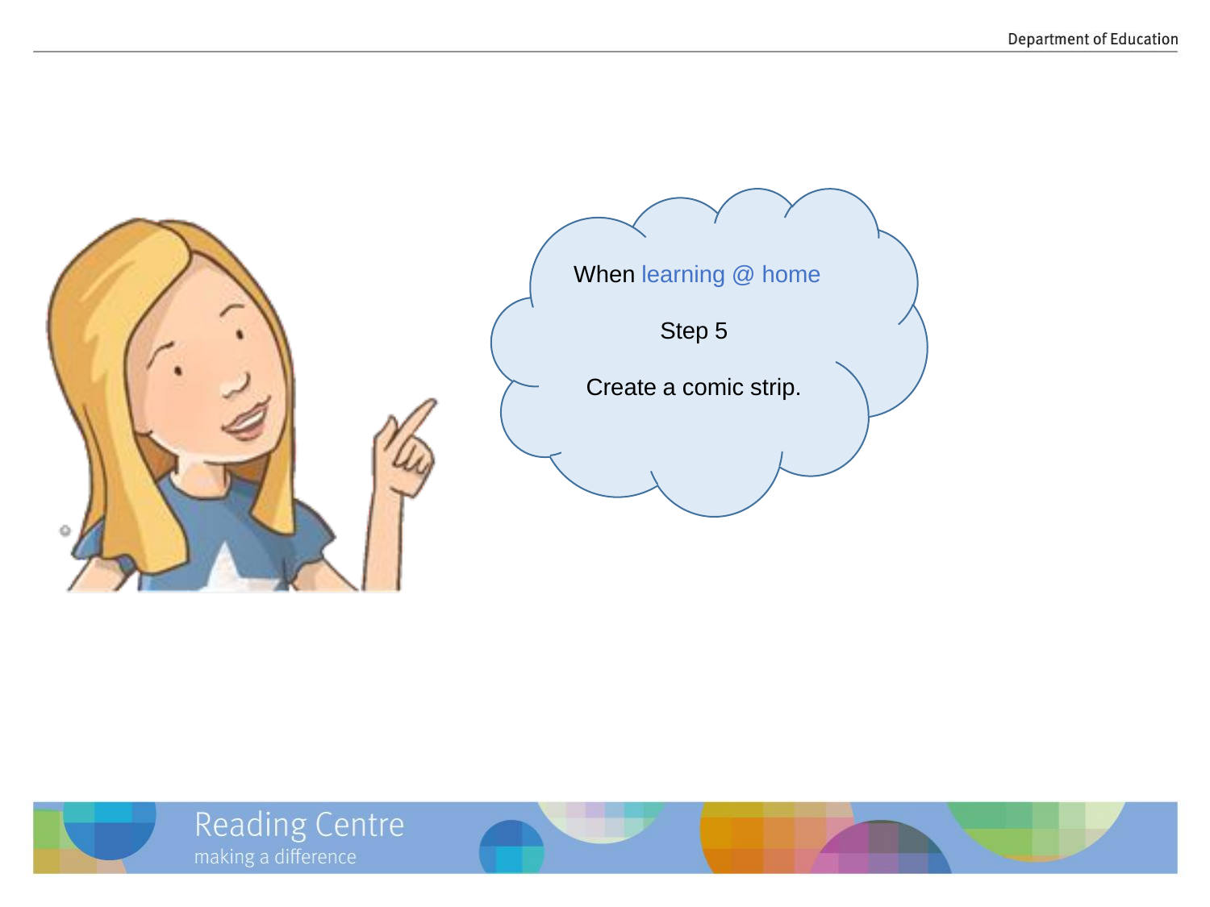When learning @ home

Step 5

Create a comic strip.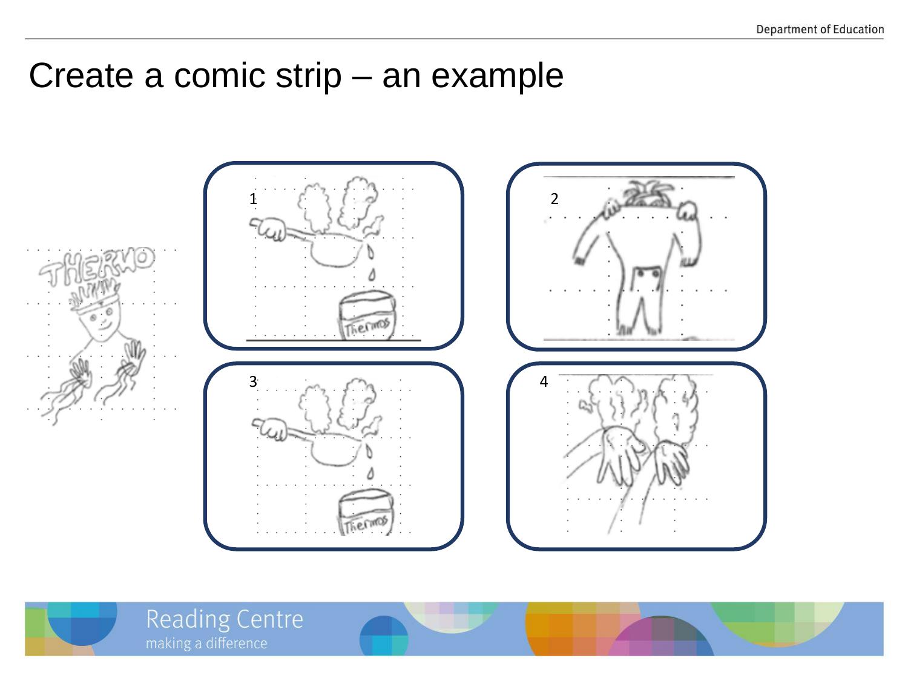# Create a comic strip – an example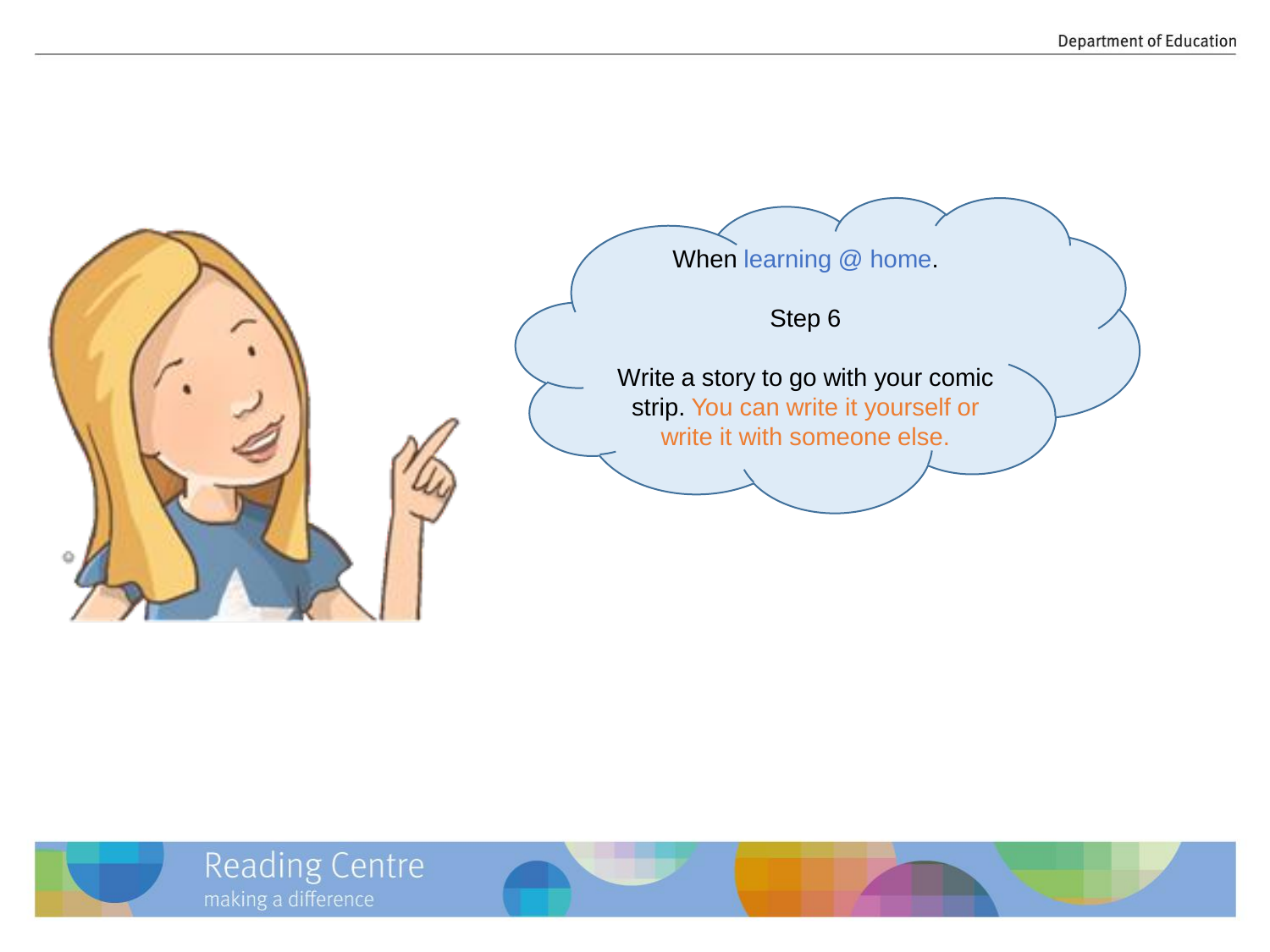When learning @ home.

Step 6

Write a story to go with your comic strip. You can write it yourself or write it with someone else.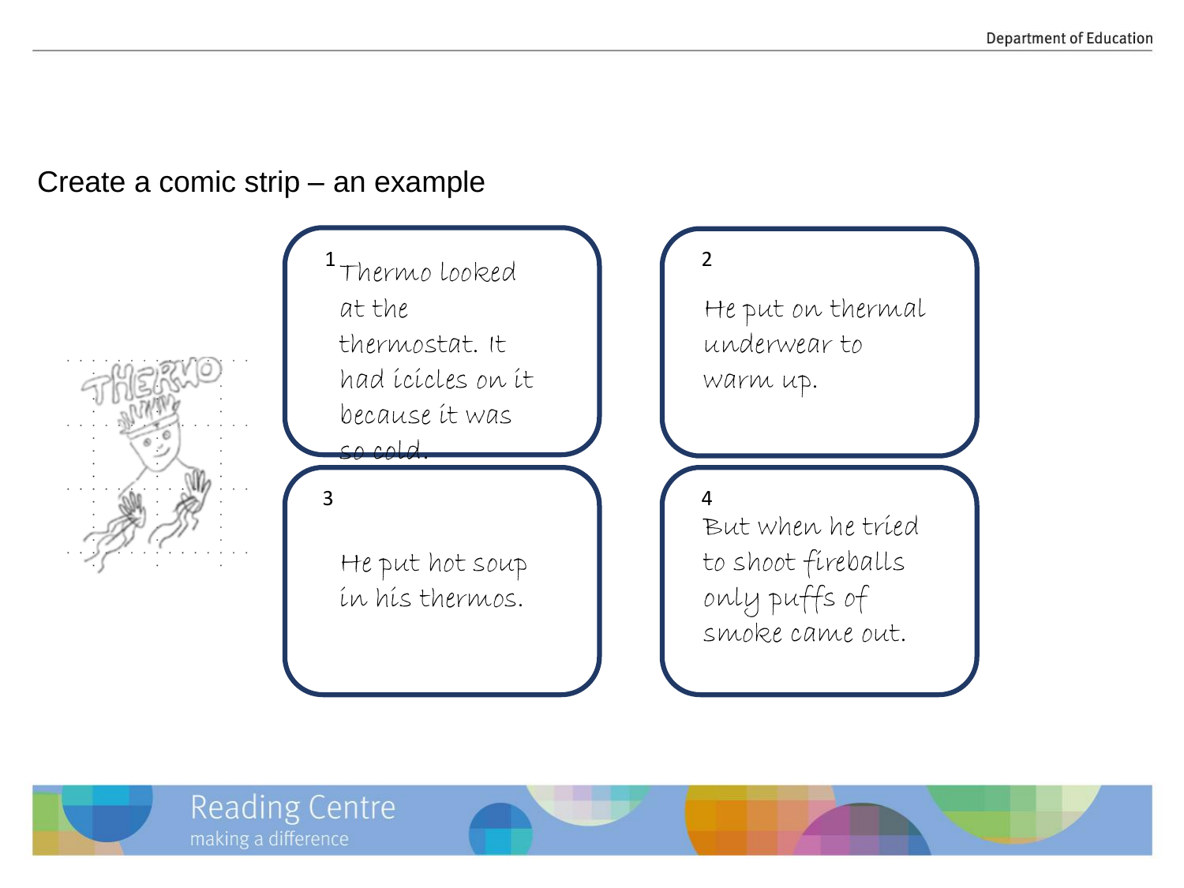# Create a comic strip – an example

1 Thermo looked at the thermostat. It had icicles on it because it was so cold.

2 He put on thermal underwear to warm up.

3 He put hot soup in his thermos.

4 But when he tried to shoot fireballs only puffs of smoke came out.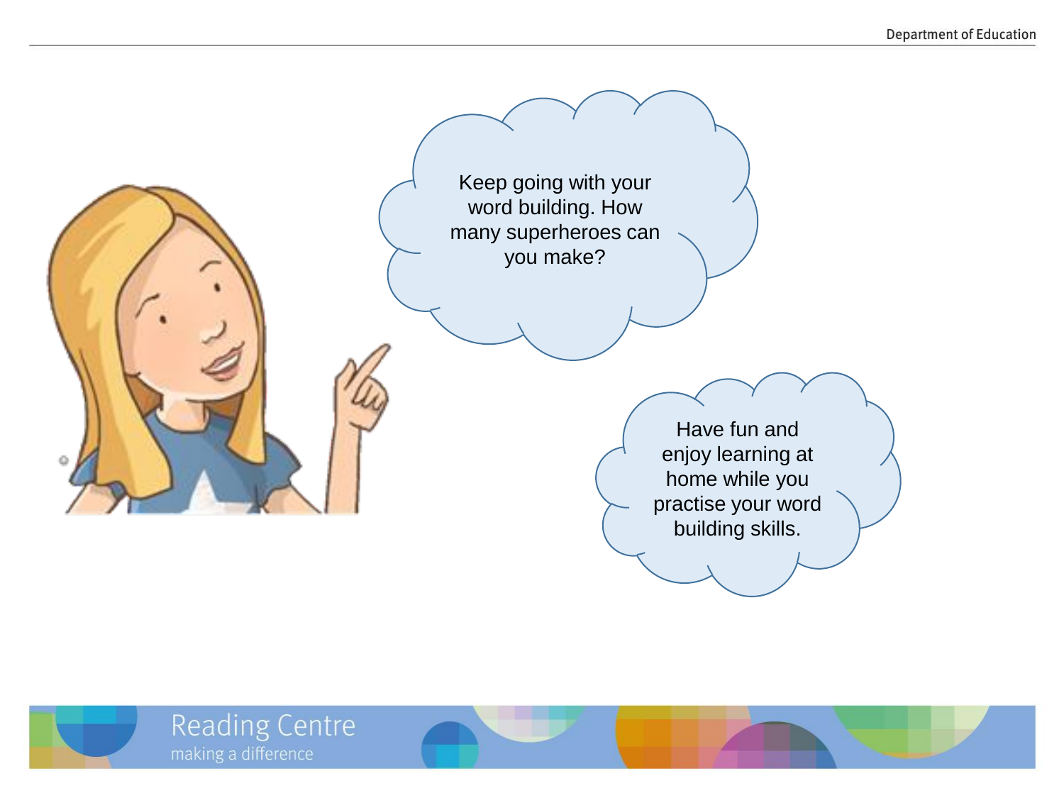Keep going with your word building. How many superheroes can you make?

Have fun and enjoy learning at home while you practise your word building skills.